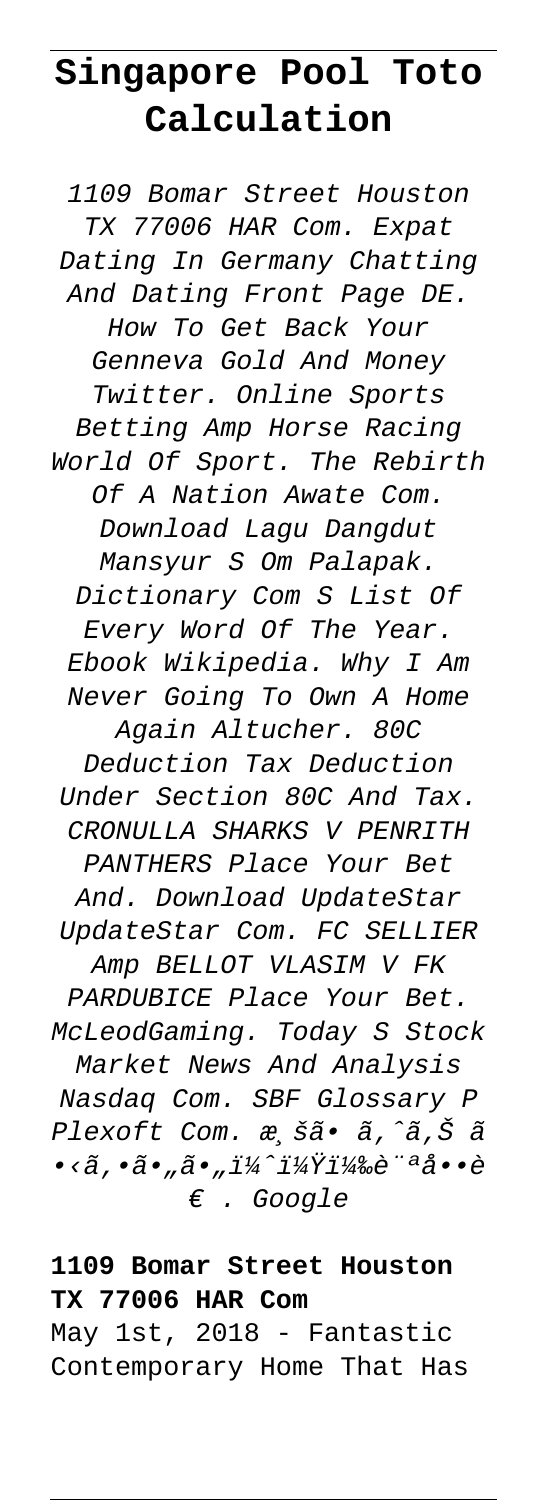# Singapore Pool Toto Calculation

*1109 Bomar Street Houston TX 77006 HAR Com. Expat Dating In Germany Chatting And Dating Front Page DE. How To Get Back Your Genneva Gold And Money Twitter. Online Sports Betting Amp Horse Racing World Of Sport. The Rebirth Of A Nation Awate Com. Download Lagu Dangdut Mansyur S Om Palapak. Dictionary Com S List Of Every Word Of The Year. Ebook Wikipedia. Why I Am Never Going To Own A Home Again Altucher. 80C Deduction Tax Deduction Under Section 80C And Tax. CRONULLA SHARKS V PENRITH PANTHERS Place Your Bet And. Download UpdateStar UpdateStar Com. FC SELLIER Amp BELLOT VLASIM V FK PARDUBICE Place Your Bet. McLeodGaming. Today S Stock Market News And Analysis Nasdaq Com. SBF Glossary P Plexoft Com. æ¸šã• ã‚ˆã‚Š ã•‹ã‚•ã•„ã•„ï¼ˆï¼Ÿï¼‰è¨å••è€ . Google*

**1109 Bomar Street Houston TX 77006 HAR Com**

May 1st, 2018 - Fantastic Contemporary Home That Has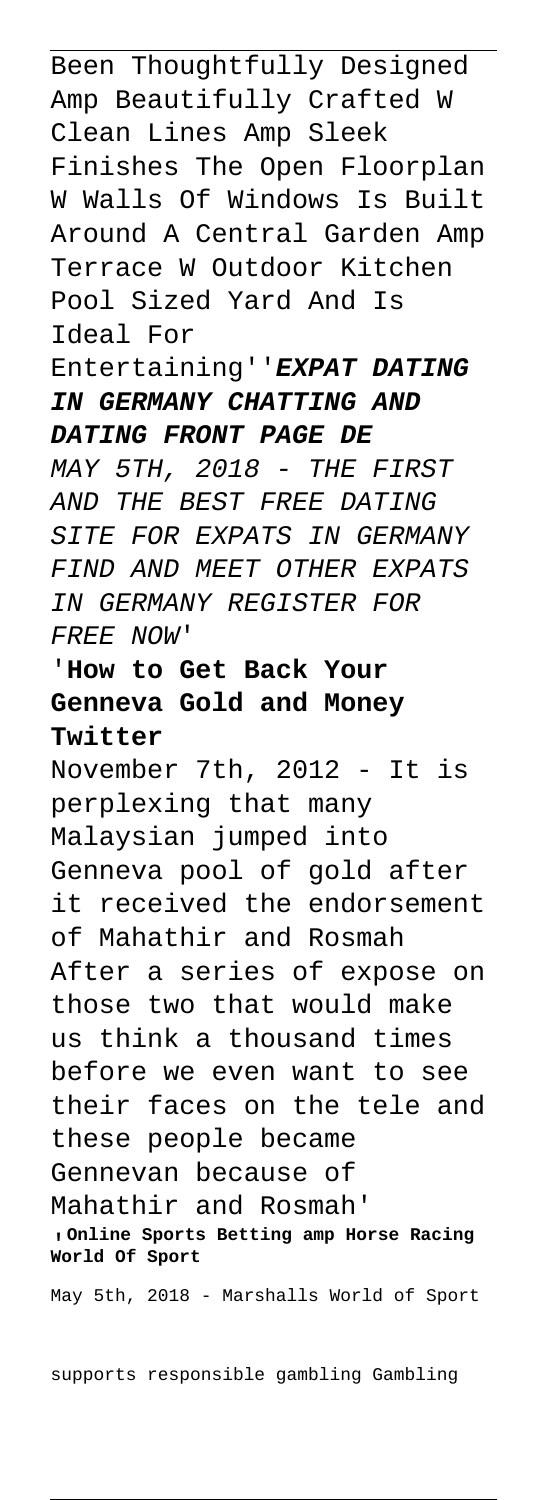Been Thoughtfully Designed Amp Beautifully Crafted W Clean Lines Amp Sleek Finishes The Open Floorplan W Walls Of Windows Is Built Around A Central Garden Amp Terrace W Outdoor Kitchen Pool Sized Yard And Is Ideal For Entertaining''***EXPAT DATING IN GERMANY CHATTING AND DATING FRONT PAGE DE***

*MAY 5TH, 2018 - THE FIRST AND THE BEST FREE DATING SITE FOR EXPATS IN GERMANY FIND AND MEET OTHER EXPATS IN GERMANY REGISTER FOR FREE NOW'*

'**How to Get Back Your Genneva Gold and Money Twitter**

November 7th, 2012 - It is perplexing that many Malaysian jumped into Genneva pool of gold after it received the endorsement of Mahathir and Rosmah After a series of expose on those two that would make us think a thousand times before we even want to see their faces on the tele and these people became Gennevan because of Mahathir and Rosmah'

'**Online Sports Betting amp Horse Racing World Of Sport**

May 5th, 2018 - Marshalls World of Sport supports responsible gambling Gambling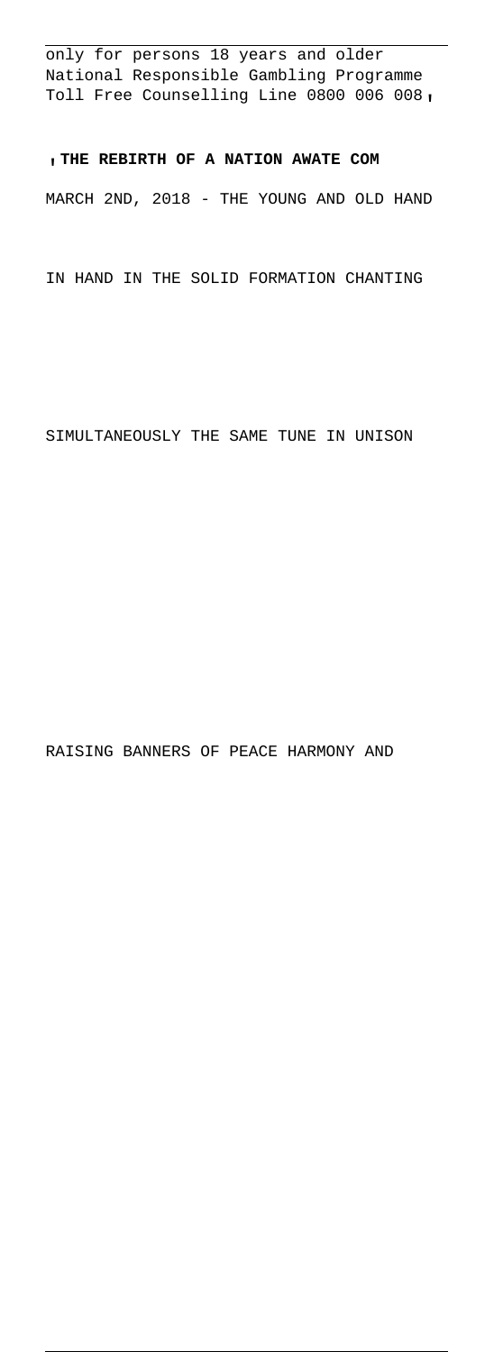only for persons 18 years and older National Responsible Gambling Programme Toll Free Counselling Line 0800 006 008,

**THE REBIRTH OF A NATION AWATE COM**

MARCH 2ND, 2018 - THE YOUNG AND OLD HAND IN HAND IN THE SOLID FORMATION CHANTING SIMULTANEOUSLY THE SAME TUNE IN UNISON RAISING BANNERS OF PEACE HARMONY AND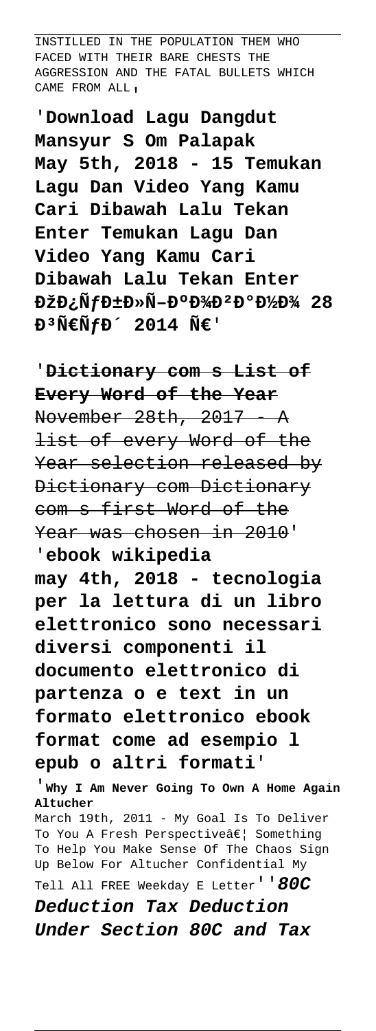INSTILLED IN THE POPULATION THEM WHO FACED WITH THEIR BARE CHESTS THE AGGRESSION AND THE FATAL BULLETS WHICH CAME FROM ALL,

'**Download Lagu Dangdut Mansyur S Om Palapak May 5th, 2018 - 15 Temukan Lagu Dan Video Yang Kamu Cari Dibawah Lalu Tekan Enter Temukan Lagu Dan Video Yang Kamu Cari Dibawah Lalu Tekan Enter ĐžĐ¿ÑƒĐ±Đ»Ñ–ĐºĐ¾Đ²Đ°Đ½Đ¾ 28 Đ³Ñ€ÑƒĐ´ 2014 Ñ€**'

'~~**Dictionary com s List of Every Word of the Year**~~
~~November 28th, 2017 - A list of every Word of the Year selection released by Dictionary com Dictionary com s first Word of the Year was chosen in 2010~~'

'**ebook wikipedia may 4th, 2018 - tecnologia per la lettura di un libro elettronico sono necessari diversi componenti il documento elettronico di partenza o e text in un formato elettronico ebook format come ad esempio l epub o altri formati**'

'**Why I Am Never Going To Own A Home Again Altucher**
March 19th, 2011 - My Goal Is To Deliver To You A Fresh Perspectiveâ€¦ Something To Help You Make Sense Of The Chaos Sign Up Below For Altucher Confidential My Tell All FREE Weekday E Letter''***80C Deduction Tax Deduction Under Section 80C and Tax***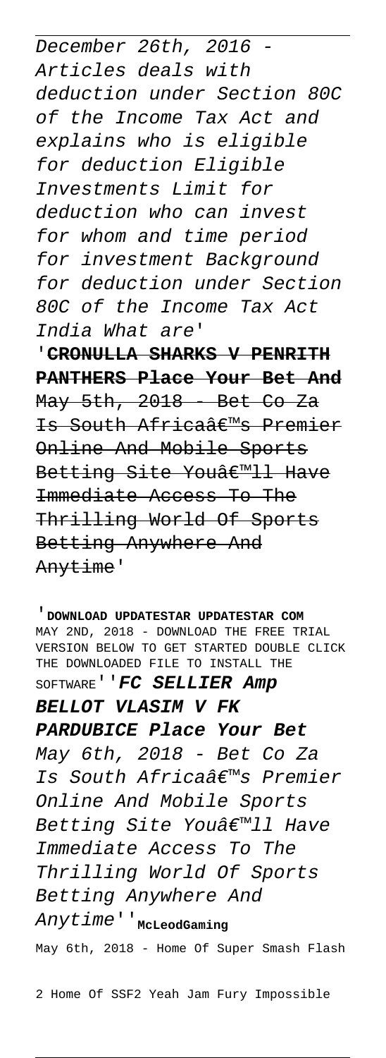December 26th, 2016 - Articles deals with deduction under Section 80C of the Income Tax Act and explains who is eligible for deduction Eligible Investments Limit for deduction who can invest for whom and time period for investment Background for deduction under Section 80C of the Income Tax Act India What are'

'**CRONULLA SHARKS V PENRITH PANTHERS Place Your Bet And** May 5th, 2018 - Bet Co Za Is South Africaâ€™s Premier Online And Mobile Sports Betting Site Youâ€™ll Have Immediate Access To The Thrilling World Of Sports Betting Anywhere And Anytime'

'**DOWNLOAD UPDATESTAR UPDATESTAR COM** MAY 2ND, 2018 - DOWNLOAD THE FREE TRIAL VERSION BELOW TO GET STARTED DOUBLE CLICK THE DOWNLOADED FILE TO INSTALL THE SOFTWARE''***FC SELLIER Amp BELLOT VLASIM V FK PARDUBICE Place Your Bet***

*May 6th, 2018 - Bet Co Za Is South Africaâ€™s Premier Online And Mobile Sports Betting Site Youâ€™ll Have Immediate Access To The Thrilling World Of Sports Betting Anywhere And Anytime*''**McLeodGaming**

May 6th, 2018 - Home Of Super Smash Flash 2 Home Of SSF2 Yeah Jam Fury Impossible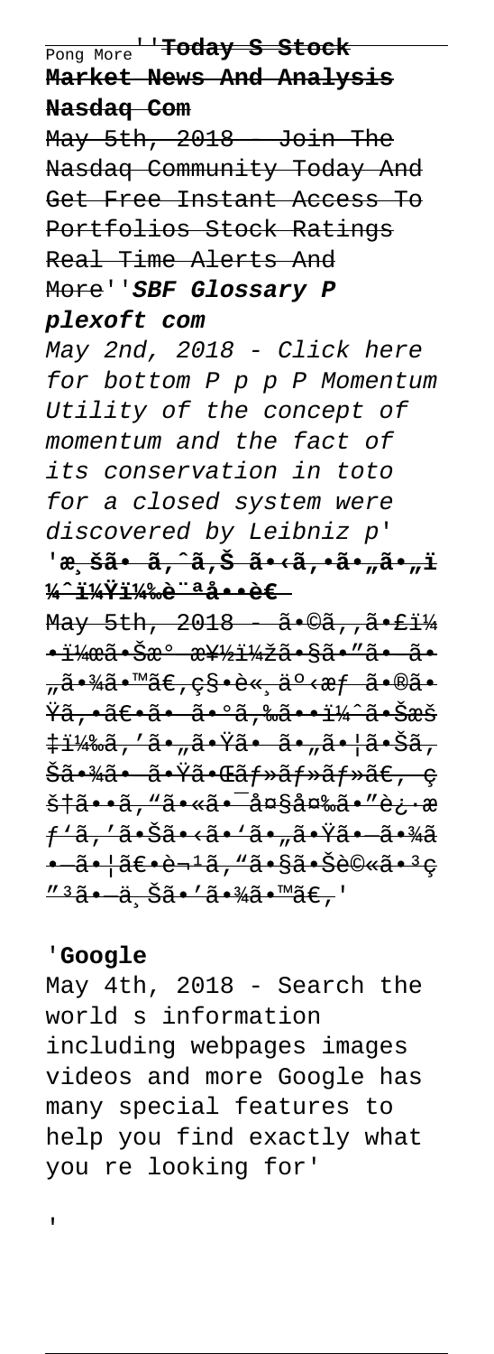Pong More''**Today S Stock Market News And Analysis Nasdaq Com**

~~May 5th, 2018 - Join The Nasdaq Community Today And Get Free Instant Access To Portfolios Stock Ratings Real Time Alerts And More~~''***SBF Glossary P plexoft com***

*May 2nd, 2018 - Click here for bottom P p p P Momentum Utility of the concept of momentum and the fact of its conservation in toto for a closed system were discovered by Leibniz p'*

'**æ¸šã• ã‚ˆã‚Š ã•‹ã‚•ã•„ã•„ï¼ˆï¼Ÿï¼‰è¨ªå••è€**

~~May 5th, 2018 - ã•©ã‚‚ã•£ï¼•ï¼œã•Šæ° æ¥½ï¼žã•§ã•”ã• ã•„ã•¾ã•™ã€‚ç§•è«¸äº‹æƒ ã•®ã•Ÿã‚•ã€•ã• ã•°ã‚‰ã••ï¼ˆã•Šæš‡ï¼‰ã‚'ã•„ã•Ÿã• ã•„ã•¦ã•Šã‚Šã•¾ã• ã•Ÿã•Œãƒ»ãƒ»ãƒ»ã€‚ç§†ã••ã‚"ã•«ã•¯å¤§å¤‰ã•"è¿·æƒ'ã‚'ã•Šã•‹ã•'ã•„ã•Ÿã•—ã•¾ã••ã•¦ã€•è¬¹ã‚"ã•§ã•Šè©«ã•³ç"³ã•—ä¸Šã•'ã•¾ã•™ã€‚'~~

'**Google**

May 4th, 2018 - Search the world s information including webpages images videos and more Google has many special features to help you find exactly what you re looking for'

'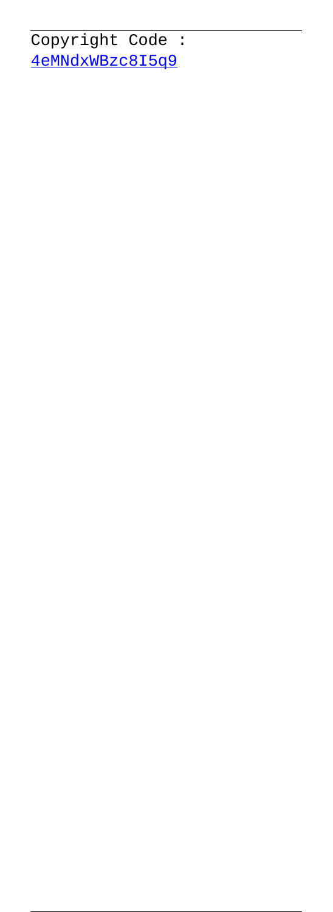Copyright Code : [4eMNdxWBzc8I5q9]